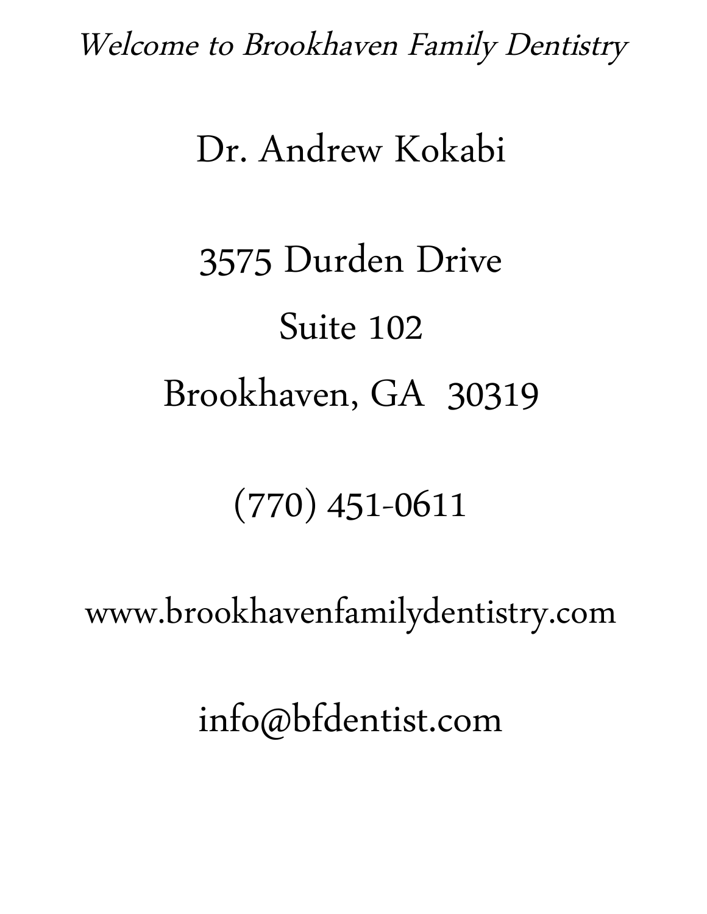*Welcome to Brookhaven Family Dentistry*

# Dr. Andrew Kokabi

3575 Durden Drive

Suite 102

Brookhaven, GA  30319

(770) 451-0611

www.brookhavenfamilydentistry.com

info@bfdentist.com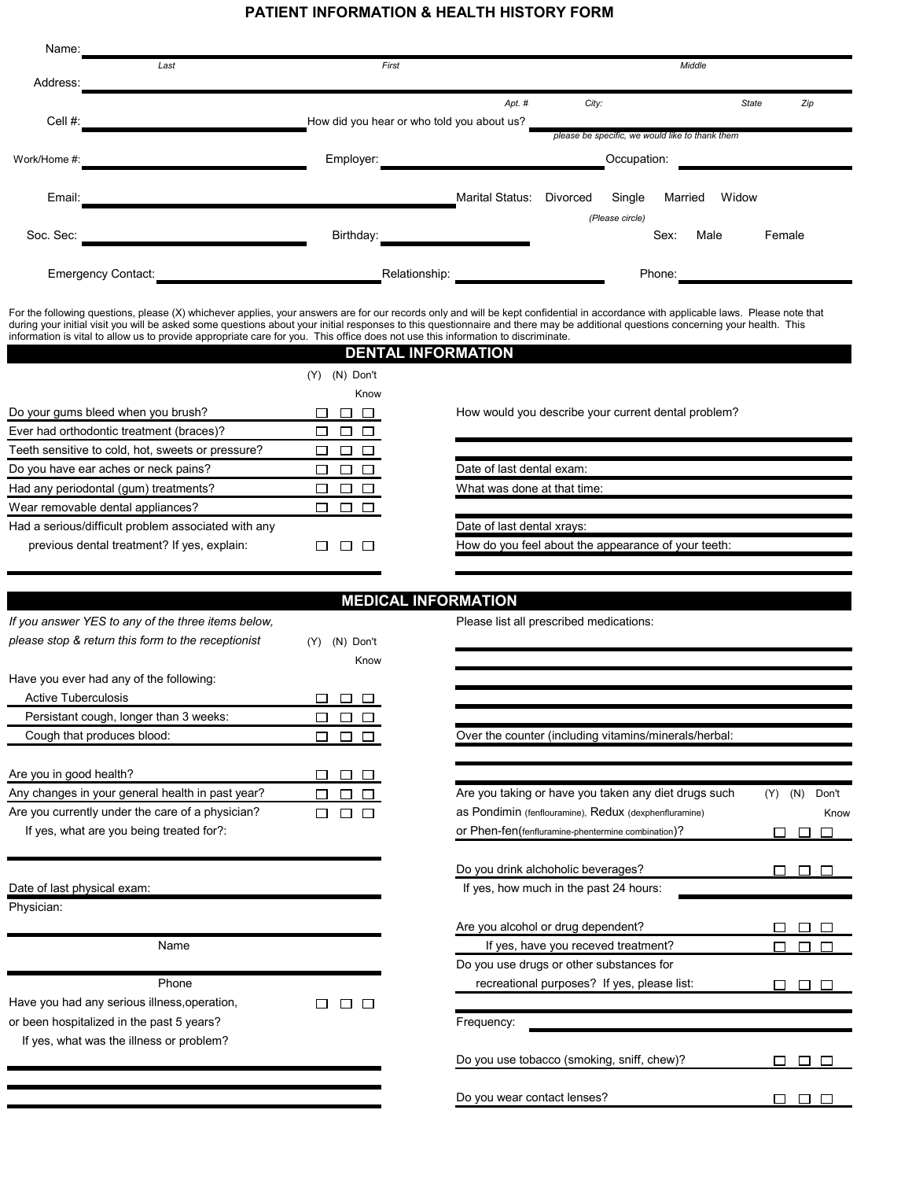# PATIENT INFORMATION & HEALTH HISTORY FORM

Name: ______________________________________________
*Last* *First* *Middle*

Address: ______________________________________________
*Apt. #* *City:* *State* *Zip*

Cell #: ____________________ How did you hear or who told you about us? ____________________
*please be specific, we would like to thank them*

Work/Home #: ____________________ Employer: ____________________ Occupation: ____________________

Email: ____________________ Marital Status: Divorced Single Married Widow
*(Please circle)*

Soc. Sec: ____________________ Birthday: ____________________ Sex: Male Female

Emergency Contact: ____________________ Relationship: ____________________ Phone: ____________________

For the following questions, please (X) whichever applies, your answers are for our records only and will be kept confidential in accordance with applicable laws. Please note that during your initial visit you will be asked some questions about your initial responses to this questionnaire and there may be additional questions concerning your health. This information is vital to allow us to provide appropriate care for you. This office does not use this information to discriminate.

## DENTAL INFORMATION

| | (Y) | (N) | Don't Know |
|---|---|---|---|
| Do your gums bleed when you brush? | ☐ | ☐ | ☐ |
| Ever had orthodontic treatment (braces)? | ☐ | ☐ | ☐ |
| Teeth sensitive to cold, hot, sweets or pressure? | ☐ | ☐ | ☐ |
| Do you have ear aches or neck pains? | ☐ | ☐ | ☐ |
| Had any periodontal (gum) treatments? | ☐ | ☐ | ☐ |
| Wear removable dental appliances? | ☐ | ☐ | ☐ |
| Had a serious/difficult problem associated with any previous dental treatment? If yes, explain: | ☐ | ☐ | ☐ |

____________________

How would you describe your current dental problem?

____________________

____________________

Date of last dental exam: ____________________

What was done at that time: ____________________

____________________

Date of last dental xrays: ____________________

How do you feel about the appearance of your teeth: ____________________

____________________

## MEDICAL INFORMATION

*If you answer YES to any of the three items below, please stop & return this form to the receptionist*

| Have you ever had any of the following: | (Y) | (N) | Don't Know |
|---|---|---|---|
| Active Tuberculosis | ☐ | ☐ | ☐ |
| Persistant cough, longer than 3 weeks: | ☐ | ☐ | ☐ |
| Cough that produces blood: | ☐ | ☐ | ☐ |

| | (Y) | (N) | Don't Know |
|---|---|---|---|
| Are you in good health? | ☐ | ☐ | ☐ |
| Any changes in your general health in past year? | ☐ | ☐ | ☐ |
| Are you currently under the care of a physician? | ☐ | ☐ | ☐ |

If yes, what are you being treated for?: ____________________

____________________

Date of last physical exam: ____________________

Physician:

____________________
Name

____________________
Phone

| | (Y) | (N) | Don't Know |
|---|---|---|---|
| Have you had any serious illness, operation, or been hospitalized in the past 5 years? | ☐ | ☐ | ☐ |

If yes, what was the illness or problem?

____________________

____________________

Please list all prescribed medications:

____________________

____________________

____________________

____________________

Over the counter (including vitamins/minerals/herbal: ____________________

____________________

| | (Y) | (N) | Don't Know |
|---|---|---|---|
| Are you taking or have you taken any diet drugs such as Pondimin (fenflouramine), Redux (dexphenfluramine) or Phen-fen(fenfluramine-phentermine combination)? | ☐ | ☐ | ☐ |
| Do you drink alchoholic beverages? | ☐ | ☐ | ☐ |

If yes, how much in the past 24 hours: ____________________

| | (Y) | (N) | Don't Know |
|---|---|---|---|
| Are you alcohol or drug dependent? | ☐ | ☐ | ☐ |
| If yes, have you receved treatment? | ☐ | ☐ | ☐ |
| Do you use drugs or other substances for recreational purposes? If yes, please list: | ☐ | ☐ | ☐ |

____________________

Frequency: ____________________

| | (Y) | (N) | Don't Know |
|---|---|---|---|
| Do you use tobacco (smoking, sniff, chew)? | ☐ | ☐ | ☐ |
| Do you wear contact lenses? | ☐ | ☐ | ☐ |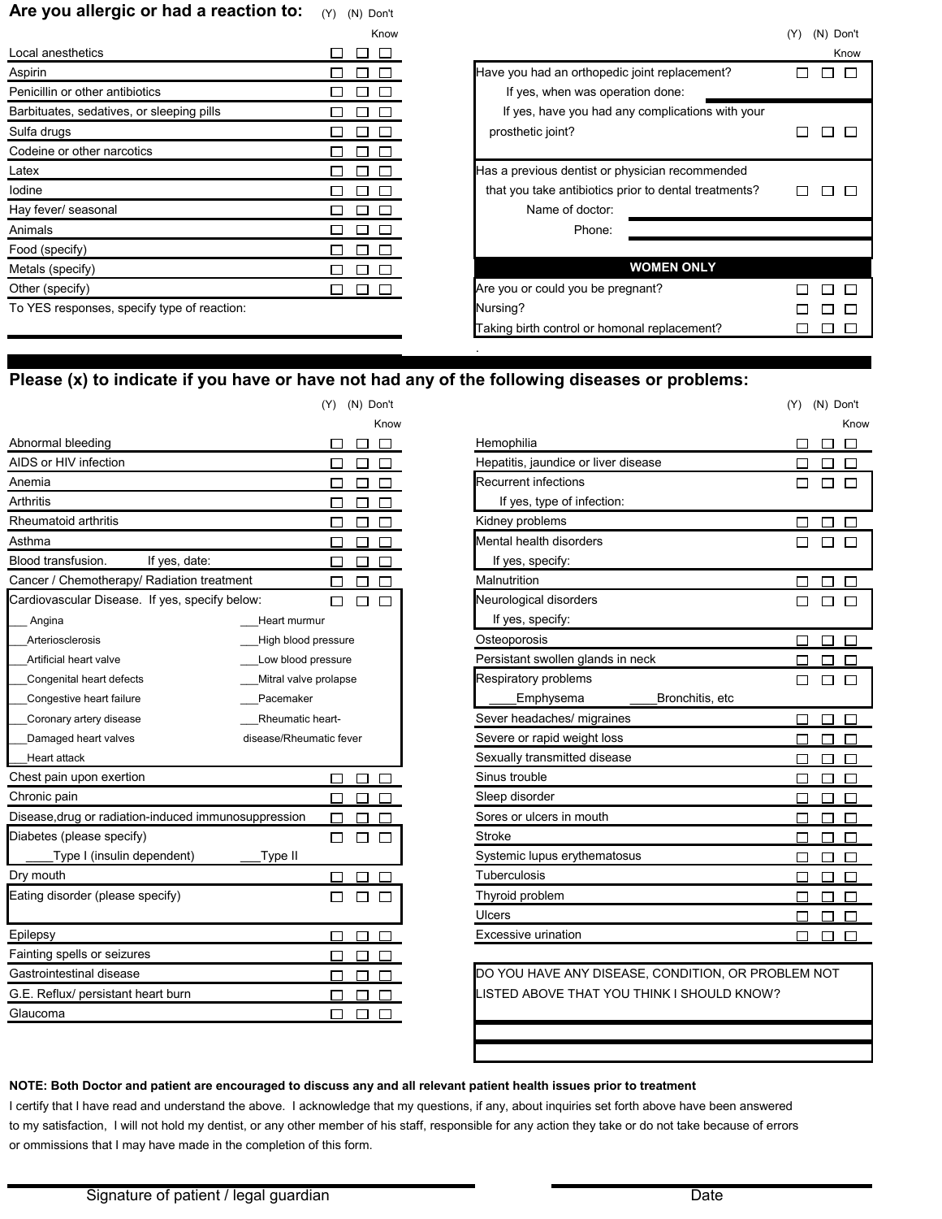## Are you allergic or had a reaction to:

| | (Y) | (N) | Don't Know |
|---|---|---|---|
| Local anesthetics | ☐ | ☐ | ☐ |
| Aspirin | ☐ | ☐ | ☐ |
| Penicillin or other antibiotics | ☐ | ☐ | ☐ |
| Barbituates, sedatives, or sleeping pills | ☐ | ☐ | ☐ |
| Sulfa drugs | ☐ | ☐ | ☐ |
| Codeine or other narcotics | ☐ | ☐ | ☐ |
| Latex | ☐ | ☐ | ☐ |
| Iodine | ☐ | ☐ | ☐ |
| Hay fever/ seasonal | ☐ | ☐ | ☐ |
| Animals | ☐ | ☐ | ☐ |
| Food (specify) | ☐ | ☐ | ☐ |
| Metals (specify) | ☐ | ☐ | ☐ |
| Other (specify) | ☐ | ☐ | ☐ |

To YES responses, specify type of reaction:

| | (Y) | (N) | Don't Know |
|---|---|---|---|
| Have you had an orthopedic joint replacement? | ☐ | ☐ | ☐ |
| If yes, when was operation done: | | | |
| If yes, have you had any complications with your prosthetic joint? | ☐ | ☐ | ☐ |
| Has a previous dentist or physician recommended that you take antibiotics prior to dental treatments? | ☐ | ☐ | ☐ |
| Name of doctor: | | | |
| Phone: | | | |

**WOMEN ONLY**

| | (Y) | (N) | Don't Know |
|---|---|---|---|
| Are you or could you be pregnant? | ☐ | ☐ | ☐ |
| Nursing? | ☐ | ☐ | ☐ |
| Taking birth control or homonal replacement? | ☐ | ☐ | ☐ |

## Please (x) to indicate if you have or have not had any of the following diseases or problems:

| | (Y) | (N) | Don't Know |
|---|---|---|---|
| Abnormal bleeding | ☐ | ☐ | ☐ |
| AIDS or HIV infection | ☐ | ☐ | ☐ |
| Anemia | ☐ | ☐ | ☐ |
| Arthritis | ☐ | ☐ | ☐ |
| Rheumatoid arthritis | ☐ | ☐ | ☐ |
| Asthma | ☐ | ☐ | ☐ |
| Blood transfusion. If yes, date: | ☐ | ☐ | ☐ |
| Cancer / Chemotherapy/ Radiation treatment | ☐ | ☐ | ☐ |
| Cardiovascular Disease. If yes, specify below: | ☐ | ☐ | ☐ |

___ Angina ___Heart murmur
___Arteriosclerosis ___High blood pressure
___Artificial heart valve ___Low blood pressure
___Congenital heart defects ___Mitral valve prolapse
___Congestive heart failure ___Pacemaker
___Coronary artery disease ___Rheumatic heart-disease/Rheumatic fever
___Damaged heart valves
___Heart attack

| | (Y) | (N) | Don't Know |
|---|---|---|---|
| Chest pain upon exertion | ☐ | ☐ | ☐ |
| Chronic pain | ☐ | ☐ | ☐ |
| Disease,drug or radiation-induced immunosuppression | ☐ | ☐ | ☐ |
| Diabetes (please specify) ____Type I (insulin dependent) ___Type II | ☐ | ☐ | ☐ |
| Dry mouth | ☐ | ☐ | ☐ |
| Eating disorder (please specify) | ☐ | ☐ | ☐ |
| Epilepsy | ☐ | ☐ | ☐ |
| Fainting spells or seizures | ☐ | ☐ | ☐ |
| Gastrointestinal disease | ☐ | ☐ | ☐ |
| G.E. Reflux/ persistant heart burn | ☐ | ☐ | ☐ |
| Glaucoma | ☐ | ☐ | ☐ |
| Hemophilia | ☐ | ☐ | ☐ |
| Hepatitis, jaundice or liver disease | ☐ | ☐ | ☐ |
| Recurrent infections<br>If yes, type of infection: | ☐ | ☐ | ☐ |
| Kidney problems | ☐ | ☐ | ☐ |
| Mental health disorders<br>If yes, specify: | ☐ | ☐ | ☐ |
| Malnutrition | ☐ | ☐ | ☐ |
| Neurological disorders<br>If yes, specify: | ☐ | ☐ | ☐ |
| Osteoporosis | ☐ | ☐ | ☐ |
| Persistant swollen glands in neck | ☐ | ☐ | ☐ |
| Respiratory problems<br>____Emphysema ____Bronchitis, etc | ☐ | ☐ | ☐ |
| Sever headaches/ migraines | ☐ | ☐ | ☐ |
| Severe or rapid weight loss | ☐ | ☐ | ☐ |
| Sexually transmitted disease | ☐ | ☐ | ☐ |
| Sinus trouble | ☐ | ☐ | ☐ |
| Sleep disorder | ☐ | ☐ | ☐ |
| Sores or ulcers in mouth | ☐ | ☐ | ☐ |
| Stroke | ☐ | ☐ | ☐ |
| Systemic lupus erythematosus | ☐ | ☐ | ☐ |
| Tuberculosis | ☐ | ☐ | ☐ |
| Thyroid problem | ☐ | ☐ | ☐ |
| Ulcers | ☐ | ☐ | ☐ |
| Excessive urination | ☐ | ☐ | ☐ |

DO YOU HAVE ANY DISEASE, CONDITION, OR PROBLEM NOT LISTED ABOVE THAT YOU THINK I SHOULD KNOW?

**NOTE: Both Doctor and patient are encouraged to discuss any and all relevant patient health issues prior to treatment**

I certify that I have read and understand the above. I acknowledge that my questions, if any, about inquiries set forth above have been answered to my satisfaction, I will not hold my dentist, or any other member of his staff, responsible for any action they take or do not take because of errors or ommissions that I may have made in the completion of this form.

Signature of patient / legal guardian &nbsp;&nbsp;&nbsp;&nbsp;&nbsp;&nbsp;&nbsp;&nbsp; Date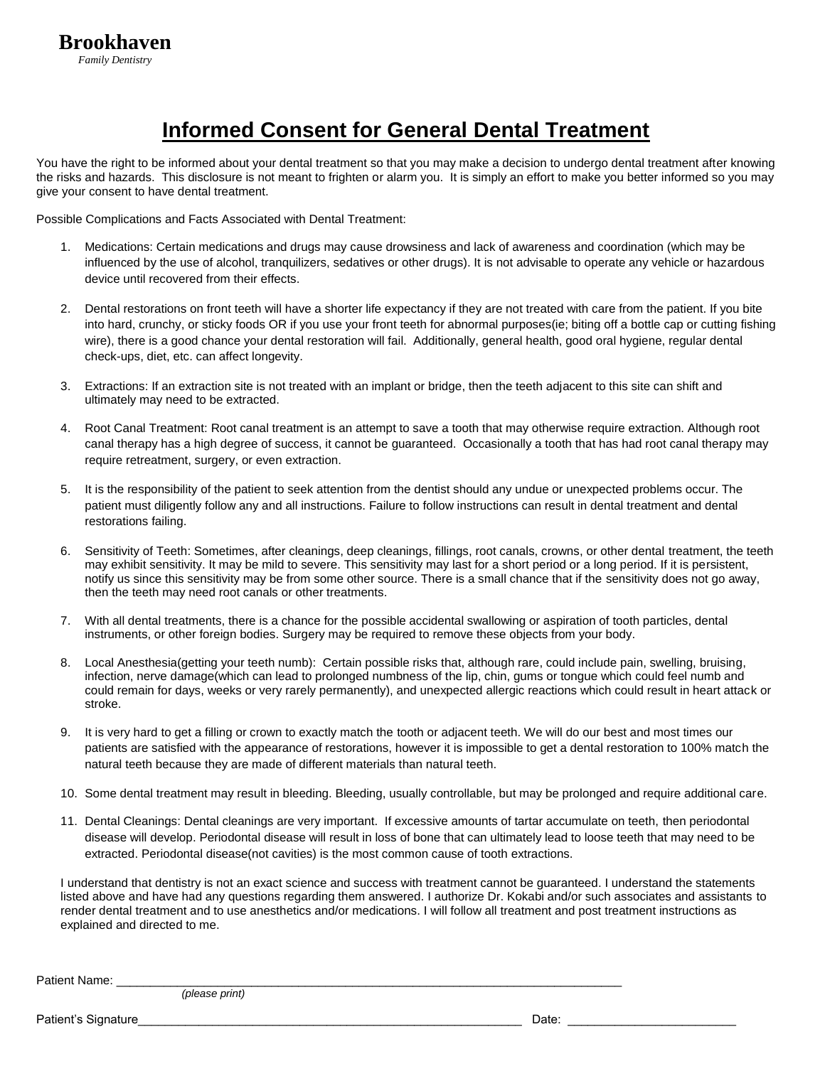**Brookhaven**
*Family Dentistry*

# Informed Consent for General Dental Treatment

You have the right to be informed about your dental treatment so that you may make a decision to undergo dental treatment after knowing the risks and hazards. This disclosure is not meant to frighten or alarm you. It is simply an effort to make you better informed so you may give your consent to have dental treatment.

Possible Complications and Facts Associated with Dental Treatment:

1. Medications: Certain medications and drugs may cause drowsiness and lack of awareness and coordination (which may be influenced by the use of alcohol, tranquilizers, sedatives or other drugs). It is not advisable to operate any vehicle or hazardous device until recovered from their effects.

2. Dental restorations on front teeth will have a shorter life expectancy if they are not treated with care from the patient. If you bite into hard, crunchy, or sticky foods OR if you use your front teeth for abnormal purposes(ie; biting off a bottle cap or cutting fishing wire), there is a good chance your dental restoration will fail. Additionally, general health, good oral hygiene, regular dental check-ups, diet, etc. can affect longevity.

3. Extractions: If an extraction site is not treated with an implant or bridge, then the teeth adjacent to this site can shift and ultimately may need to be extracted.

4. Root Canal Treatment: Root canal treatment is an attempt to save a tooth that may otherwise require extraction. Although root canal therapy has a high degree of success, it cannot be guaranteed. Occasionally a tooth that has had root canal therapy may require retreatment, surgery, or even extraction.

5. It is the responsibility of the patient to seek attention from the dentist should any undue or unexpected problems occur. The patient must diligently follow any and all instructions. Failure to follow instructions can result in dental treatment and dental restorations failing.

6. Sensitivity of Teeth: Sometimes, after cleanings, deep cleanings, fillings, root canals, crowns, or other dental treatment, the teeth may exhibit sensitivity. It may be mild to severe. This sensitivity may last for a short period or a long period. If it is persistent, notify us since this sensitivity may be from some other source. There is a small chance that if the sensitivity does not go away, then the teeth may need root canals or other treatments.

7. With all dental treatments, there is a chance for the possible accidental swallowing or aspiration of tooth particles, dental instruments, or other foreign bodies. Surgery may be required to remove these objects from your body.

8. Local Anesthesia(getting your teeth numb): Certain possible risks that, although rare, could include pain, swelling, bruising, infection, nerve damage(which can lead to prolonged numbness of the lip, chin, gums or tongue which could feel numb and could remain for days, weeks or very rarely permanently), and unexpected allergic reactions which could result in heart attack or stroke.

9. It is very hard to get a filling or crown to exactly match the tooth or adjacent teeth. We will do our best and most times our patients are satisfied with the appearance of restorations, however it is impossible to get a dental restoration to 100% match the natural teeth because they are made of different materials than natural teeth.

10. Some dental treatment may result in bleeding. Bleeding, usually controllable, but may be prolonged and require additional care.

11. Dental Cleanings: Dental cleanings are very important. If excessive amounts of tartar accumulate on teeth, then periodontal disease will develop. Periodontal disease will result in loss of bone that can ultimately lead to loose teeth that may need to be extracted. Periodontal disease(not cavities) is the most common cause of tooth extractions.

I understand that dentistry is not an exact science and success with treatment cannot be guaranteed. I understand the statements listed above and have had any questions regarding them answered. I authorize Dr. Kokabi and/or such associates and assistants to render dental treatment and to use anesthetics and/or medications. I will follow all treatment and post treatment instructions as explained and directed to me.

Patient Name: ____________________________________________________________
*(please print)*

Patient's Signature______________________________________________ Date: ____________________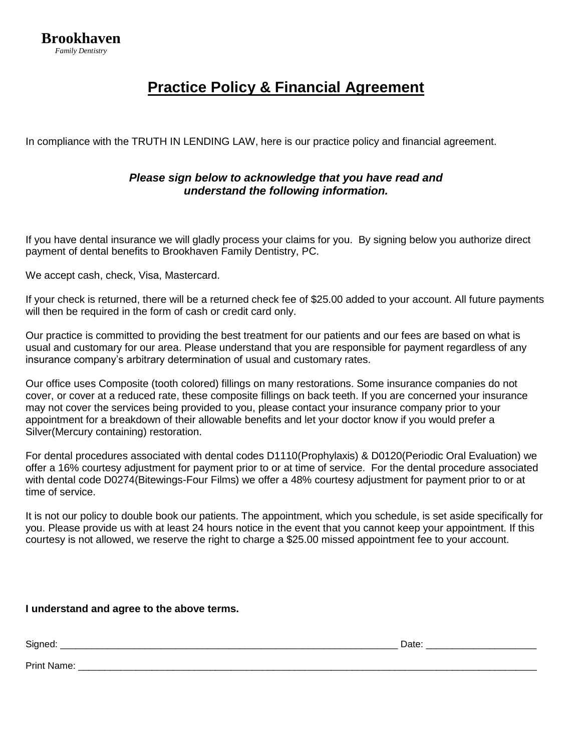**Brookhaven**
*Family Dentistry*

# Practice Policy & Financial Agreement

In compliance with the TRUTH IN LENDING LAW, here is our practice policy and financial agreement.

***Please sign below to acknowledge that you have read and understand the following information.***

If you have dental insurance we will gladly process your claims for you. By signing below you authorize direct payment of dental benefits to Brookhaven Family Dentistry, PC.

We accept cash, check, Visa, Mastercard.

If your check is returned, there will be a returned check fee of $25.00 added to your account. All future payments will then be required in the form of cash or credit card only.

Our practice is committed to providing the best treatment for our patients and our fees are based on what is usual and customary for our area. Please understand that you are responsible for payment regardless of any insurance company's arbitrary determination of usual and customary rates.

Our office uses Composite (tooth colored) fillings on many restorations. Some insurance companies do not cover, or cover at a reduced rate, these composite fillings on back teeth. If you are concerned your insurance may not cover the services being provided to you, please contact your insurance company prior to your appointment for a breakdown of their allowable benefits and let your doctor know if you would prefer a Silver(Mercury containing) restoration.

For dental procedures associated with dental codes D1110(Prophylaxis) & D0120(Periodic Oral Evaluation) we offer a 16% courtesy adjustment for payment prior to or at time of service. For the dental procedure associated with dental code D0274(Bitewings-Four Films) we offer a 48% courtesy adjustment for payment prior to or at time of service.

It is not our policy to double book our patients. The appointment, which you schedule, is set aside specifically for you. Please provide us with at least 24 hours notice in the event that you cannot keep your appointment. If this courtesy is not allowed, we reserve the right to charge a $25.00 missed appointment fee to your account.

**I understand and agree to the above terms.**

Signed: ____________________________________________________________________ Date: _____________________

Print Name: ______________________________________________________________________________________________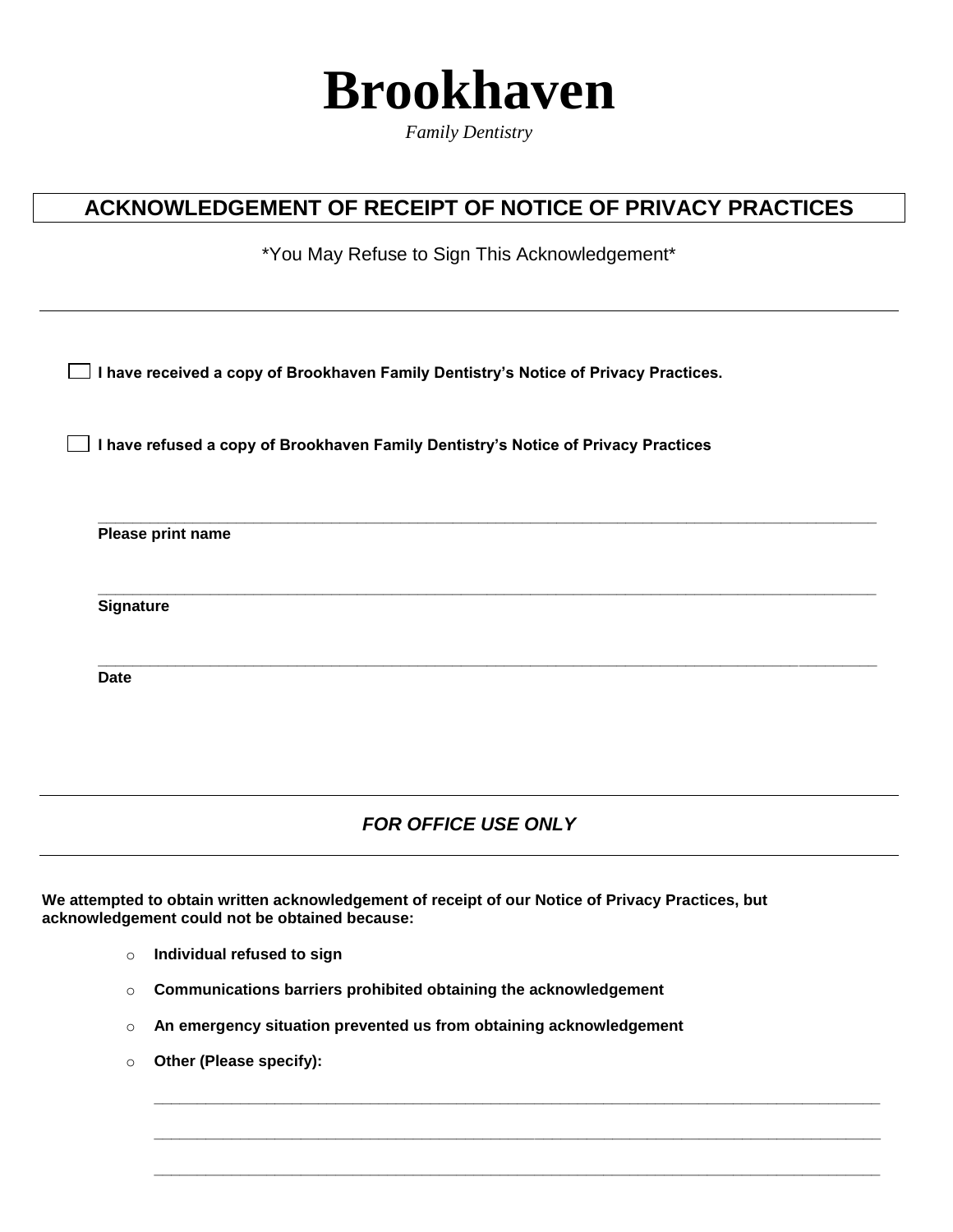# Brookhaven

*Family Dentistry*

## ACKNOWLEDGEMENT OF RECEIPT OF NOTICE OF PRIVACY PRACTICES

*You May Refuse to Sign This Acknowledgement*

---

☐ **I have received a copy of Brookhaven Family Dentistry's Notice of Privacy Practices.**

☐ **I have refused a copy of Brookhaven Family Dentistry's Notice of Privacy Practices**

______________________________________________________________________________

**Please print name**

______________________________________________________________________________

**Signature**

______________________________________________________________________________

**Date**

---

### *FOR OFFICE USE ONLY*

---

**We attempted to obtain written acknowledgement of receipt of our Notice of Privacy Practices, but acknowledgement could not be obtained because:**

- **Individual refused to sign**
- **Communications barriers prohibited obtaining the acknowledgement**
- **An emergency situation prevented us from obtaining acknowledgement**
- **Other (Please specify):**

______________________________________________________________________________

______________________________________________________________________________

______________________________________________________________________________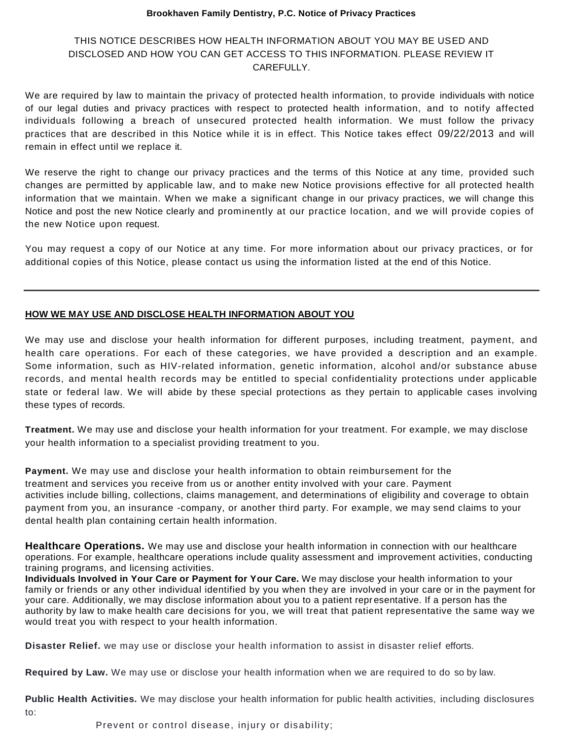**Brookhaven Family Dentistry, P.C. Notice of Privacy Practices**

THIS NOTICE DESCRIBES HOW HEALTH INFORMATION ABOUT YOU MAY BE USED AND DISCLOSED AND HOW YOU CAN GET ACCESS TO THIS INFORMATION. PLEASE REVIEW IT CAREFULLY.

We are required by law to maintain the privacy of protected health information, to provide individuals with notice of our legal duties and privacy practices with respect to protected health information, and to notify affected individuals following a breach of unsecured protected health information. We must follow the privacy practices that are described in this Notice while it is in effect. This Notice takes effect 09/22/2013 and will remain in effect until we replace it.

We reserve the right to change our privacy practices and the terms of this Notice at any time, provided such changes are permitted by applicable law, and to make new Notice provisions effective for all protected health information that we maintain. When we make a significant change in our privacy practices, we will change this Notice and post the new Notice clearly and prominently at our practice location, and we will provide copies of the new Notice upon request.

You may request a copy of our Notice at any time. For more information about our privacy practices, or for additional copies of this Notice, please contact us using the information listed at the end of this Notice.

---

**HOW WE MAY USE AND DISCLOSE HEALTH INFORMATION ABOUT YOU**

We may use and disclose your health information for different purposes, including treatment, payment, and health care operations. For each of these categories, we have provided a description and an example. Some information, such as HIV-related information, genetic information, alcohol and/or substance abuse records, and mental health records may be entitled to special confidentiality protections under applicable state or federal law. We will abide by these special protections as they pertain to applicable cases involving these types of records.

**Treatment.** We may use and disclose your health information for your treatment. For example, we may disclose your health information to a specialist providing treatment to you.

**Payment.** We may use and disclose your health information to obtain reimbursement for the treatment and services you receive from us or another entity involved with your care. Payment activities include billing, collections, claims management, and determinations of eligibility and coverage to obtain payment from you, an insurance -company, or another third party. For example, we may send claims to your dental health plan containing certain health information.

**Healthcare Operations.** We may use and disclose your health information in connection with our healthcare operations. For example, healthcare operations include quality assessment and improvement activities, conducting training programs, and licensing activities.

**Individuals Involved in Your Care or Payment for Your Care.** We may disclose your health information to your family or friends or any other individual identified by you when they are involved in your care or in the payment for your care. Additionally, we may disclose information about you to a patient representative. If a person has the authority by law to make health care decisions for you, we will treat that patient representative the same way we would treat you with respect to your health information.

**Disaster Relief.** we may use or disclose your health information to assist in disaster relief efforts.

**Required by Law.** We may use or disclose your health information when we are required to do so by law.

**Public Health Activities.** We may disclose your health information for public health activities, including disclosures to:

- Prevent or control disease, injury or disability;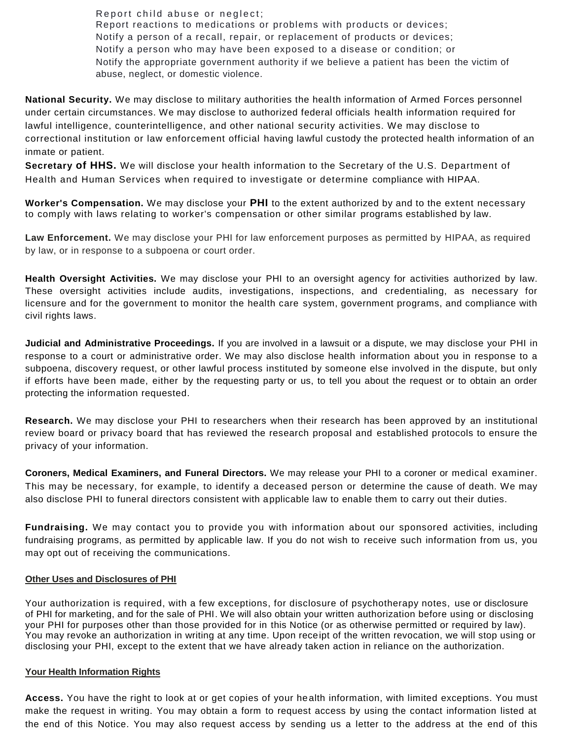- Report child abuse or neglect;
- Report reactions to medications or problems with products or devices;
- Notify a person of a recall, repair, or replacement of products or devices;
- Notify a person who may have been exposed to a disease or condition; or
- Notify the appropriate government authority if we believe a patient has been the victim of abuse, neglect, or domestic violence.

**National Security.** We may disclose to military authorities the health information of Armed Forces personnel under certain circumstances. We may disclose to authorized federal officials health information required for lawful intelligence, counterintelligence, and other national security activities. We may disclose to correctional institution or law enforcement official having lawful custody the protected health information of an inmate or patient.

**Secretary of HHS.** We will disclose your health information to the Secretary of the U.S. Department of Health and Human Services when required to investigate or determine compliance with HIPAA.

**Worker's Compensation.** We may disclose your PHI to the extent authorized by and to the extent necessary to comply with laws relating to worker's compensation or other similar programs established by law.

**Law Enforcement.** We may disclose your PHI for law enforcement purposes as permitted by HIPAA, as required by law, or in response to a subpoena or court order.

**Health Oversight Activities.** We may disclose your PHI to an oversight agency for activities authorized by law. These oversight activities include audits, investigations, inspections, and credentialing, as necessary for licensure and for the government to monitor the health care system, government programs, and compliance with civil rights laws.

**Judicial and Administrative Proceedings.** If you are involved in a lawsuit or a dispute, we may disclose your PHI in response to a court or administrative order. We may also disclose health information about you in response to a subpoena, discovery request, or other lawful process instituted by someone else involved in the dispute, but only if efforts have been made, either by the requesting party or us, to tell you about the request or to obtain an order protecting the information requested.

**Research.** We may disclose your PHI to researchers when their research has been approved by an institutional review board or privacy board that has reviewed the research proposal and established protocols to ensure the privacy of your information.

**Coroners, Medical Examiners, and Funeral Directors.** We may release your PHI to a coroner or medical examiner. This may be necessary, for example, to identify a deceased person or determine the cause of death. We may also disclose PHI to funeral directors consistent with applicable law to enable them to carry out their duties.

**Fundraising.** We may contact you to provide you with information about our sponsored activities, including fundraising programs, as permitted by applicable law. If you do not wish to receive such information from us, you may opt out of receiving the communications.

**Other Uses and Disclosures of PHI**

Your authorization is required, with a few exceptions, for disclosure of psychotherapy notes, use or disclosure of PHI for marketing, and for the sale of PHI. We will also obtain your written authorization before using or disclosing your PHI for purposes other than those provided for in this Notice (or as otherwise permitted or required by law). You may revoke an authorization in writing at any time. Upon receipt of the written revocation, we will stop using or disclosing your PHI, except to the extent that we have already taken action in reliance on the authorization.

**Your Health Information Rights**

**Access.** You have the right to look at or get copies of your health information, with limited exceptions. You must make the request in writing. You may obtain a form to request access by using the contact information listed at the end of this Notice. You may also request access by sending us a letter to the address at the end of this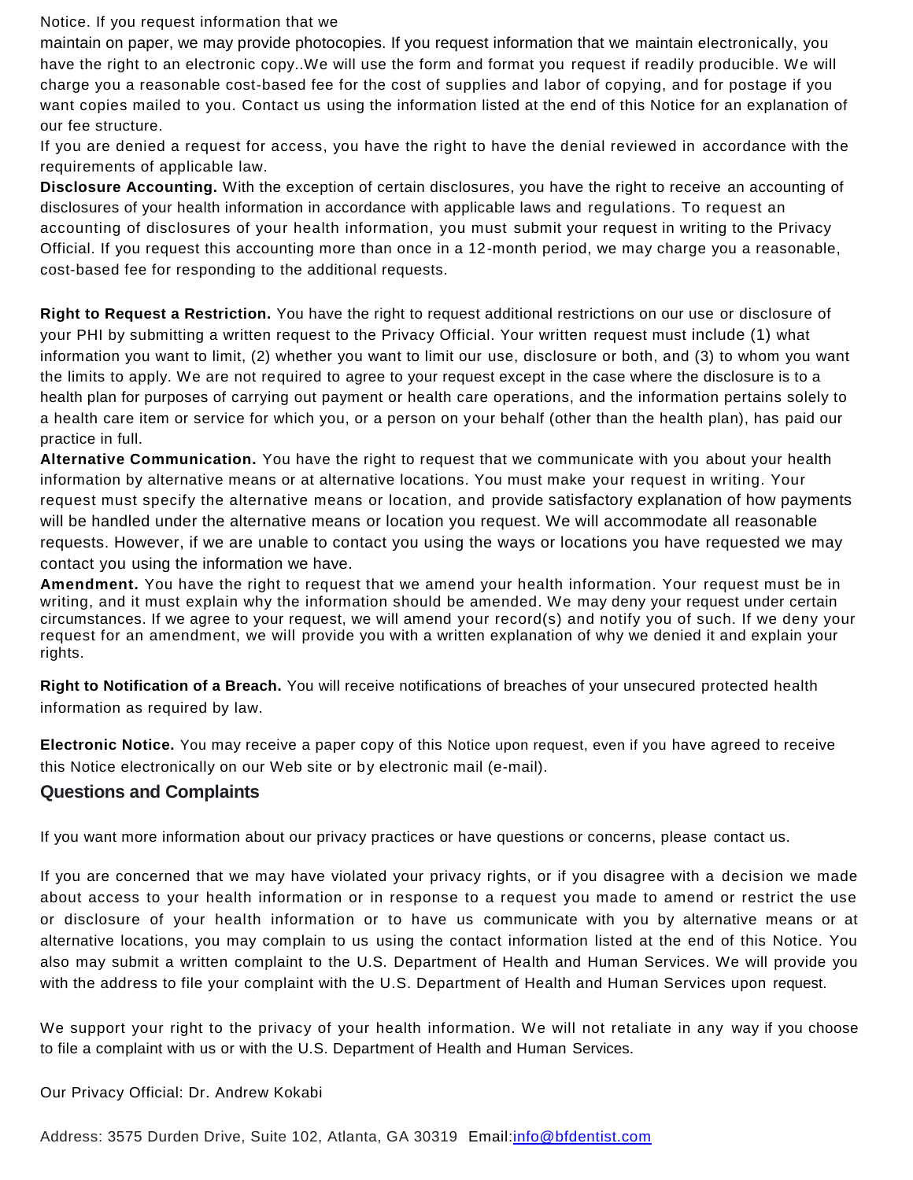Notice. If you request information that we maintain on paper, we may provide photocopies. If you request information that we maintain electronically, you have the right to an electronic copy..We will use the form and format you request if readily producible. We will charge you a reasonable cost-based fee for the cost of supplies and labor of copying, and for postage if you want copies mailed to you. Contact us using the information listed at the end of this Notice for an explanation of our fee structure.

If you are denied a request for access, you have the right to have the denial reviewed in accordance with the requirements of applicable law.

**Disclosure Accounting.** With the exception of certain disclosures, you have the right to receive an accounting of disclosures of your health information in accordance with applicable laws and regulations. To request an accounting of disclosures of your health information, you must submit your request in writing to the Privacy Official. If you request this accounting more than once in a 12-month period, we may charge you a reasonable, cost-based fee for responding to the additional requests.

**Right to Request a Restriction.** You have the right to request additional restrictions on our use or disclosure of your PHI by submitting a written request to the Privacy Official. Your written request must include (1) what information you want to limit, (2) whether you want to limit our use, disclosure or both, and (3) to whom you want the limits to apply. We are not required to agree to your request except in the case where the disclosure is to a health plan for purposes of carrying out payment or health care operations, and the information pertains solely to a health care item or service for which you, or a person on your behalf (other than the health plan), has paid our practice in full.

**Alternative Communication.** You have the right to request that we communicate with you about your health information by alternative means or at alternative locations. You must make your request in writing. Your request must specify the alternative means or location, and provide satisfactory explanation of how payments will be handled under the alternative means or location you request. We will accommodate all reasonable requests. However, if we are unable to contact you using the ways or locations you have requested we may contact you using the information we have.

**Amendment.** You have the right to request that we amend your health information. Your request must be in writing, and it must explain why the information should be amended. We may deny your request under certain circumstances. If we agree to your request, we will amend your record(s) and notify you of such. If we deny your request for an amendment, we will provide you with a written explanation of why we denied it and explain your rights.

**Right to Notification of a Breach.** You will receive notifications of breaches of your unsecured protected health information as required by law.

**Electronic Notice.** You may receive a paper copy of this Notice upon request, even if you have agreed to receive this Notice electronically on our Web site or by electronic mail (e-mail).

## Questions and Complaints

If you want more information about our privacy practices or have questions or concerns, please contact us.

If you are concerned that we may have violated your privacy rights, or if you disagree with a decision we made about access to your health information or in response to a request you made to amend or restrict the use or disclosure of your health information or to have us communicate with you by alternative means or at alternative locations, you may complain to us using the contact information listed at the end of this Notice. You also may submit a written complaint to the U.S. Department of Health and Human Services. We will provide you with the address to file your complaint with the U.S. Department of Health and Human Services upon request.

We support your right to the privacy of your health information. We will not retaliate in any way if you choose to file a complaint with us or with the U.S. Department of Health and Human Services.

Our Privacy Official: Dr. Andrew Kokabi

Address: 3575 Durden Drive, Suite 102, Atlanta, GA 30319 Email:info@bfdentist.com